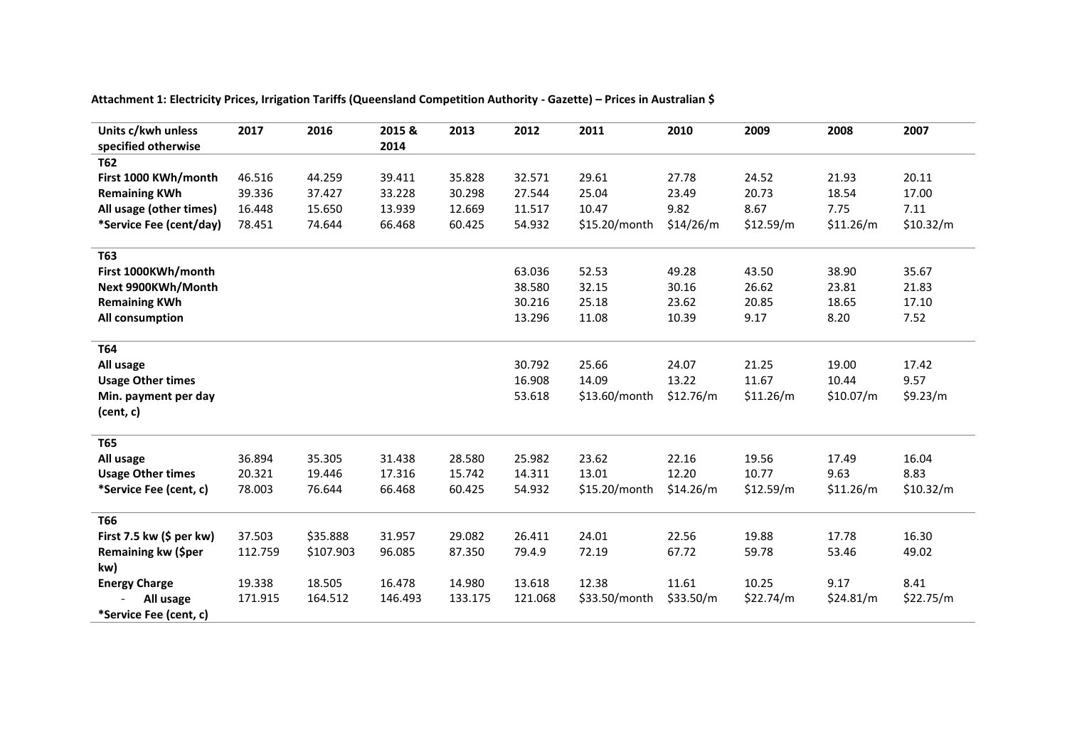**Attachment 1: Electricity Prices, Irrigation Tariffs (Queensland Competition Authority - Gazette) – Prices in Australian $**

| Units c/kwh unless specified otherwise | 2017 | 2016 | 2015 & 2014 | 2013 | 2012 | 2011 | 2010 | 2009 | 2008 | 2007 |
|---|---|---|---|---|---|---|---|---|---|---|
| **T62** | | | | | | | | | | |
| **First 1000 KWh/month** | 46.516 | 44.259 | 39.411 | 35.828 | 32.571 | 29.61 | 27.78 | 24.52 | 21.93 | 20.11 |
| **Remaining KWh** | 39.336 | 37.427 | 33.228 | 30.298 | 27.544 | 25.04 | 23.49 | 20.73 | 18.54 | 17.00 |
| **All usage (other times)** | 16.448 | 15.650 | 13.939 | 12.669 | 11.517 | 10.47 | 9.82 | 8.67 | 7.75 | 7.11 |
| ***Service Fee (cent/day)** | 78.451 | 74.644 | 66.468 | 60.425 | 54.932 | $15.20/month | $14/26/m | $12.59/m | $11.26/m | $10.32/m |
| **T63** | | | | | | | | | | |
| **First 1000KWh/month** | | | | | 63.036 | 52.53 | 49.28 | 43.50 | 38.90 | 35.67 |
| **Next 9900KWh/Month** | | | | | 38.580 | 32.15 | 30.16 | 26.62 | 23.81 | 21.83 |
| **Remaining KWh** | | | | | 30.216 | 25.18 | 23.62 | 20.85 | 18.65 | 17.10 |
| **All consumption** | | | | | 13.296 | 11.08 | 10.39 | 9.17 | 8.20 | 7.52 |
| **T64** | | | | | | | | | | |
| **All usage** | | | | | 30.792 | 25.66 | 24.07 | 21.25 | 19.00 | 17.42 |
| **Usage Other times** | | | | | 16.908 | 14.09 | 13.22 | 11.67 | 10.44 | 9.57 |
| **Min. payment per day (cent, c)** | | | | | 53.618 | $13.60/month | $12.76/m | $11.26/m | $10.07/m | $9.23/m |
| **T65** | | | | | | | | | | |
| **All usage** | 36.894 | 35.305 | 31.438 | 28.580 | 25.982 | 23.62 | 22.16 | 19.56 | 17.49 | 16.04 |
| **Usage Other times** | 20.321 | 19.446 | 17.316 | 15.742 | 14.311 | 13.01 | 12.20 | 10.77 | 9.63 | 8.83 |
| ***Service Fee (cent, c)** | 78.003 | 76.644 | 66.468 | 60.425 | 54.932 | $15.20/month | $14.26/m | $12.59/m | $11.26/m | $10.32/m |
| **T66** | | | | | | | | | | |
| **First 7.5 kw ($ per kw)** | 37.503 | $35.888 | 31.957 | 29.082 | 26.411 | 24.01 | 22.56 | 19.88 | 17.78 | 16.30 |
| **Remaining kw ($per kw)** | 112.759 | $107.903 | 96.085 | 87.350 | 79.4.9 | 72.19 | 67.72 | 59.78 | 53.46 | 49.02 |
| **Energy Charge** | 19.338 | 18.505 | 16.478 | 14.980 | 13.618 | 12.38 | 11.61 | 10.25 | 9.17 | 8.41 |
| - **All usage** ***Service Fee (cent, c)** | 171.915 | 164.512 | 146.493 | 133.175 | 121.068 | $33.50/month | $33.50/m | $22.74/m | $24.81/m | $22.75/m |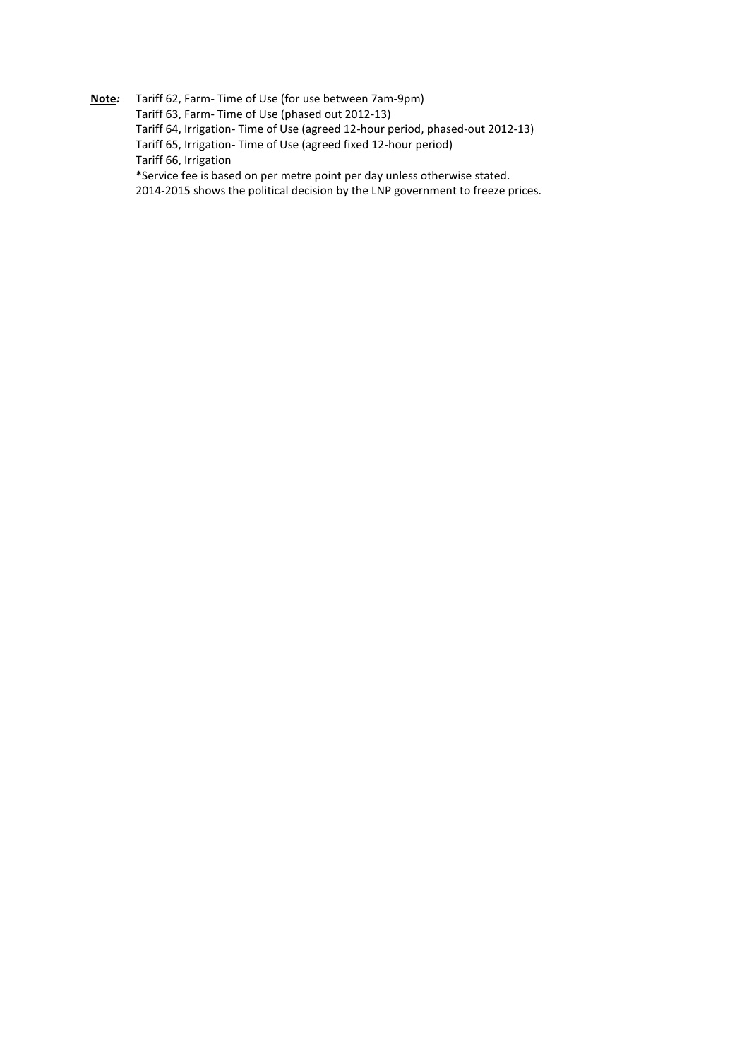**Note:** Tariff 62, Farm- Time of Use (for use between 7am-9pm)
Tariff 63, Farm- Time of Use (phased out 2012-13)
Tariff 64, Irrigation- Time of Use (agreed 12-hour period, phased-out 2012-13)
Tariff 65, Irrigation- Time of Use (agreed fixed 12-hour period)
Tariff 66, Irrigation
*Service fee is based on per metre point per day unless otherwise stated.
2014-2015 shows the political decision by the LNP government to freeze prices.